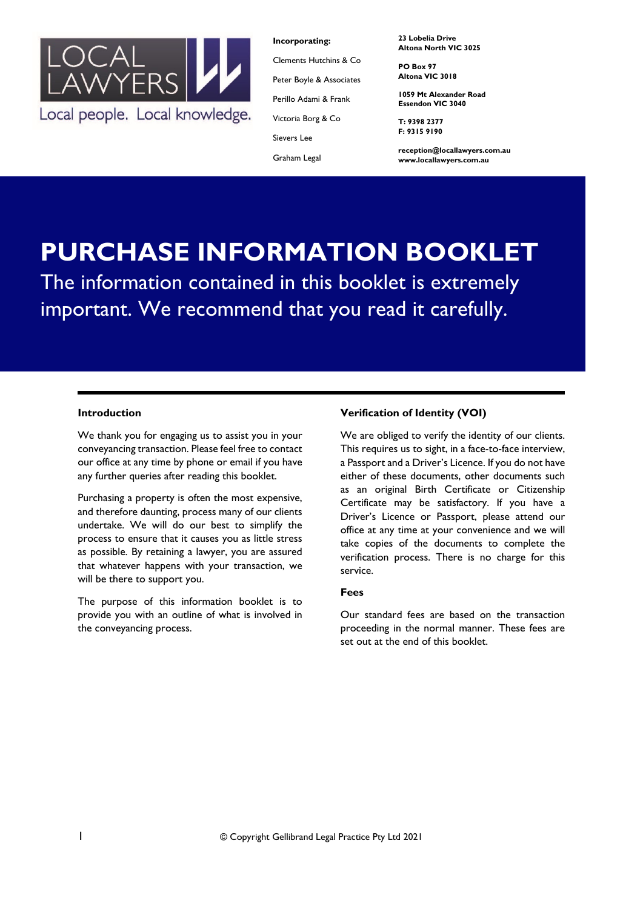LOCAL LAWYERS

Local people. Local knowledge.

**Incorporating:**

Clements Hutchins & Co

Peter Boyle & Associates

Perillo Adami & Frank

Victoria Borg & Co

Sievers Lee

Graham Legal

**23 Lobelia Drive**
**Altona North VIC 3025**

**PO Box 97**
**Altona VIC 3018**

**1059 Mt Alexander Road**
**Essendon VIC 3040**

**T: 9398 2377**
**F: 9315 9190**

**reception@locallawyers.com.au**
**www.locallawyers.com.au**

# PURCHASE INFORMATION BOOKLET

The information contained in this booklet is extremely important. We recommend that you read it carefully.

### Introduction

We thank you for engaging us to assist you in your conveyancing transaction. Please feel free to contact our office at any time by phone or email if you have any further queries after reading this booklet.

Purchasing a property is often the most expensive, and therefore daunting, process many of our clients undertake. We will do our best to simplify the process to ensure that it causes you as little stress as possible. By retaining a lawyer, you are assured that whatever happens with your transaction, we will be there to support you.

The purpose of this information booklet is to provide you with an outline of what is involved in the conveyancing process.

### Verification of Identity (VOI)

We are obliged to verify the identity of our clients. This requires us to sight, in a face-to-face interview, a Passport and a Driver's Licence. If you do not have either of these documents, other documents such as an original Birth Certificate or Citizenship Certificate may be satisfactory. If you have a Driver's Licence or Passport, please attend our office at any time at your convenience and we will take copies of the documents to complete the verification process. There is no charge for this service.

### Fees

Our standard fees are based on the transaction proceeding in the normal manner. These fees are set out at the end of this booklet.

© Copyright Gellibrand Legal Practice Pty Ltd 2021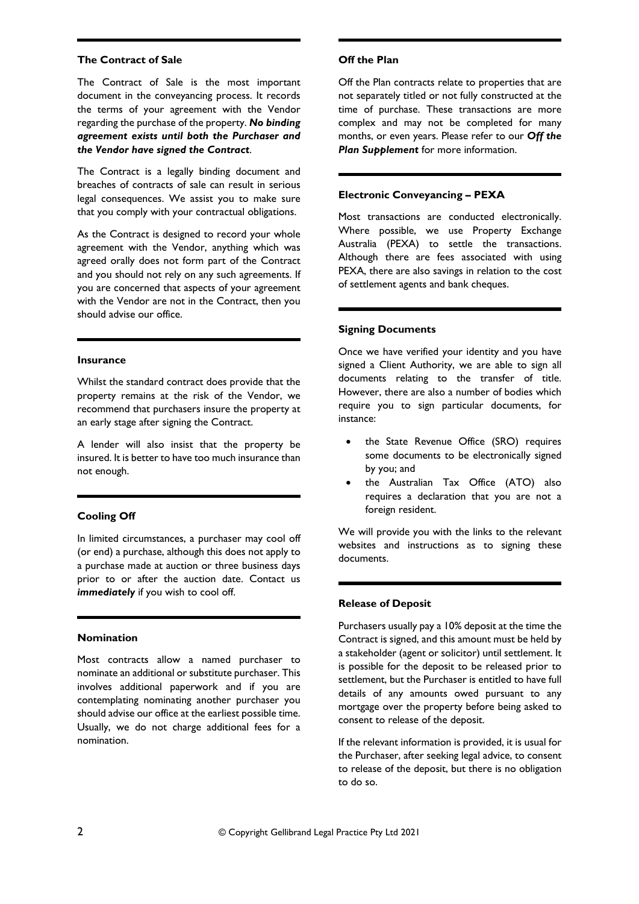## The Contract of Sale

The Contract of Sale is the most important document in the conveyancing process. It records the terms of your agreement with the Vendor regarding the purchase of the property. ***No binding agreement exists until both the Purchaser and the Vendor have signed the Contract***.

The Contract is a legally binding document and breaches of contracts of sale can result in serious legal consequences. We assist you to make sure that you comply with your contractual obligations.

As the Contract is designed to record your whole agreement with the Vendor, anything which was agreed orally does not form part of the Contract and you should not rely on any such agreements. If you are concerned that aspects of your agreement with the Vendor are not in the Contract, then you should advise our office.

## Insurance

Whilst the standard contract does provide that the property remains at the risk of the Vendor, we recommend that purchasers insure the property at an early stage after signing the Contract.

A lender will also insist that the property be insured. It is better to have too much insurance than not enough.

## Cooling Off

In limited circumstances, a purchaser may cool off (or end) a purchase, although this does not apply to a purchase made at auction or three business days prior to or after the auction date. Contact us ***immediately*** if you wish to cool off.

## Nomination

Most contracts allow a named purchaser to nominate an additional or substitute purchaser. This involves additional paperwork and if you are contemplating nominating another purchaser you should advise our office at the earliest possible time. Usually, we do not charge additional fees for a nomination.

## Off the Plan

Off the Plan contracts relate to properties that are not separately titled or not fully constructed at the time of purchase. These transactions are more complex and may not be completed for many months, or even years. Please refer to our ***Off the Plan Supplement*** for more information.

## Electronic Conveyancing – PEXA

Most transactions are conducted electronically. Where possible, we use Property Exchange Australia (PEXA) to settle the transactions. Although there are fees associated with using PEXA, there are also savings in relation to the cost of settlement agents and bank cheques.

## Signing Documents

Once we have verified your identity and you have signed a Client Authority, we are able to sign all documents relating to the transfer of title. However, there are also a number of bodies which require you to sign particular documents, for instance:

- the State Revenue Office (SRO) requires some documents to be electronically signed by you; and
- the Australian Tax Office (ATO) also requires a declaration that you are not a foreign resident.

We will provide you with the links to the relevant websites and instructions as to signing these documents.

## Release of Deposit

Purchasers usually pay a 10% deposit at the time the Contract is signed, and this amount must be held by a stakeholder (agent or solicitor) until settlement. It is possible for the deposit to be released prior to settlement, but the Purchaser is entitled to have full details of any amounts owed pursuant to any mortgage over the property before being asked to consent to release of the deposit.

If the relevant information is provided, it is usual for the Purchaser, after seeking legal advice, to consent to release of the deposit, but there is no obligation to do so.

© Copyright Gellibrand Legal Practice Pty Ltd 2021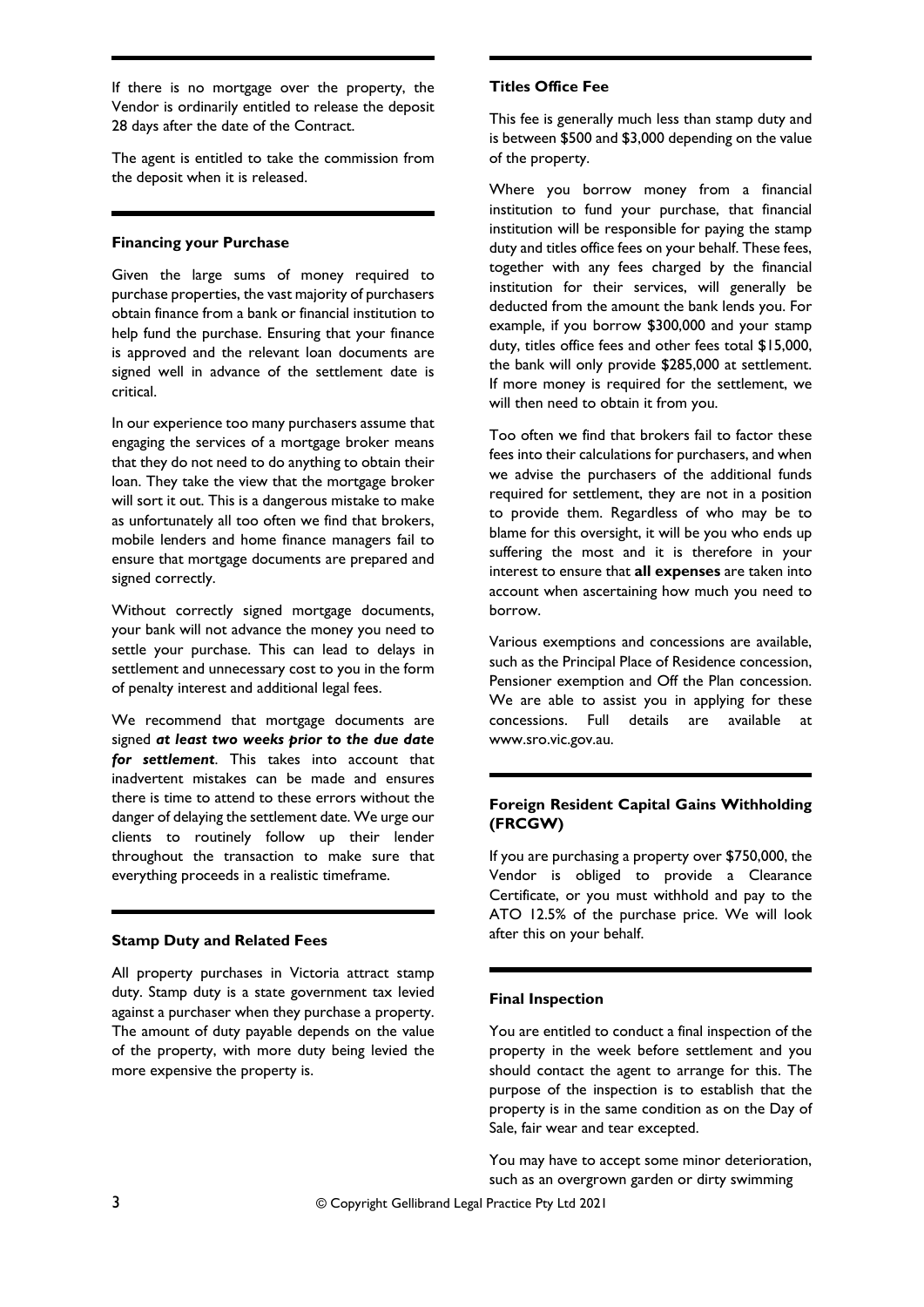If there is no mortgage over the property, the Vendor is ordinarily entitled to release the deposit 28 days after the date of the Contract.

The agent is entitled to take the commission from the deposit when it is released.

### Financing your Purchase

Given the large sums of money required to purchase properties, the vast majority of purchasers obtain finance from a bank or financial institution to help fund the purchase. Ensuring that your finance is approved and the relevant loan documents are signed well in advance of the settlement date is critical.

In our experience too many purchasers assume that engaging the services of a mortgage broker means that they do not need to do anything to obtain their loan. They take the view that the mortgage broker will sort it out. This is a dangerous mistake to make as unfortunately all too often we find that brokers, mobile lenders and home finance managers fail to ensure that mortgage documents are prepared and signed correctly.

Without correctly signed mortgage documents, your bank will not advance the money you need to settle your purchase. This can lead to delays in settlement and unnecessary cost to you in the form of penalty interest and additional legal fees.

We recommend that mortgage documents are signed ***at least two weeks prior to the due date for settlement***. This takes into account that inadvertent mistakes can be made and ensures there is time to attend to these errors without the danger of delaying the settlement date. We urge our clients to routinely follow up their lender throughout the transaction to make sure that everything proceeds in a realistic timeframe.

### Stamp Duty and Related Fees

All property purchases in Victoria attract stamp duty. Stamp duty is a state government tax levied against a purchaser when they purchase a property. The amount of duty payable depends on the value of the property, with more duty being levied the more expensive the property is.

### Titles Office Fee

This fee is generally much less than stamp duty and is between $500 and $3,000 depending on the value of the property.

Where you borrow money from a financial institution to fund your purchase, that financial institution will be responsible for paying the stamp duty and titles office fees on your behalf. These fees, together with any fees charged by the financial institution for their services, will generally be deducted from the amount the bank lends you. For example, if you borrow $300,000 and your stamp duty, titles office fees and other fees total $15,000, the bank will only provide $285,000 at settlement. If more money is required for the settlement, we will then need to obtain it from you.

Too often we find that brokers fail to factor these fees into their calculations for purchasers, and when we advise the purchasers of the additional funds required for settlement, they are not in a position to provide them. Regardless of who may be to blame for this oversight, it will be you who ends up suffering the most and it is therefore in your interest to ensure that **all expenses** are taken into account when ascertaining how much you need to borrow.

Various exemptions and concessions are available, such as the Principal Place of Residence concession, Pensioner exemption and Off the Plan concession. We are able to assist you in applying for these concessions. Full details are available at www.sro.vic.gov.au.

### Foreign Resident Capital Gains Withholding (FRCGW)

If you are purchasing a property over $750,000, the Vendor is obliged to provide a Clearance Certificate, or you must withhold and pay to the ATO 12.5% of the purchase price. We will look after this on your behalf.

### Final Inspection

You are entitled to conduct a final inspection of the property in the week before settlement and you should contact the agent to arrange for this. The purpose of the inspection is to establish that the property is in the same condition as on the Day of Sale, fair wear and tear excepted.

You may have to accept some minor deterioration, such as an overgrown garden or dirty swimming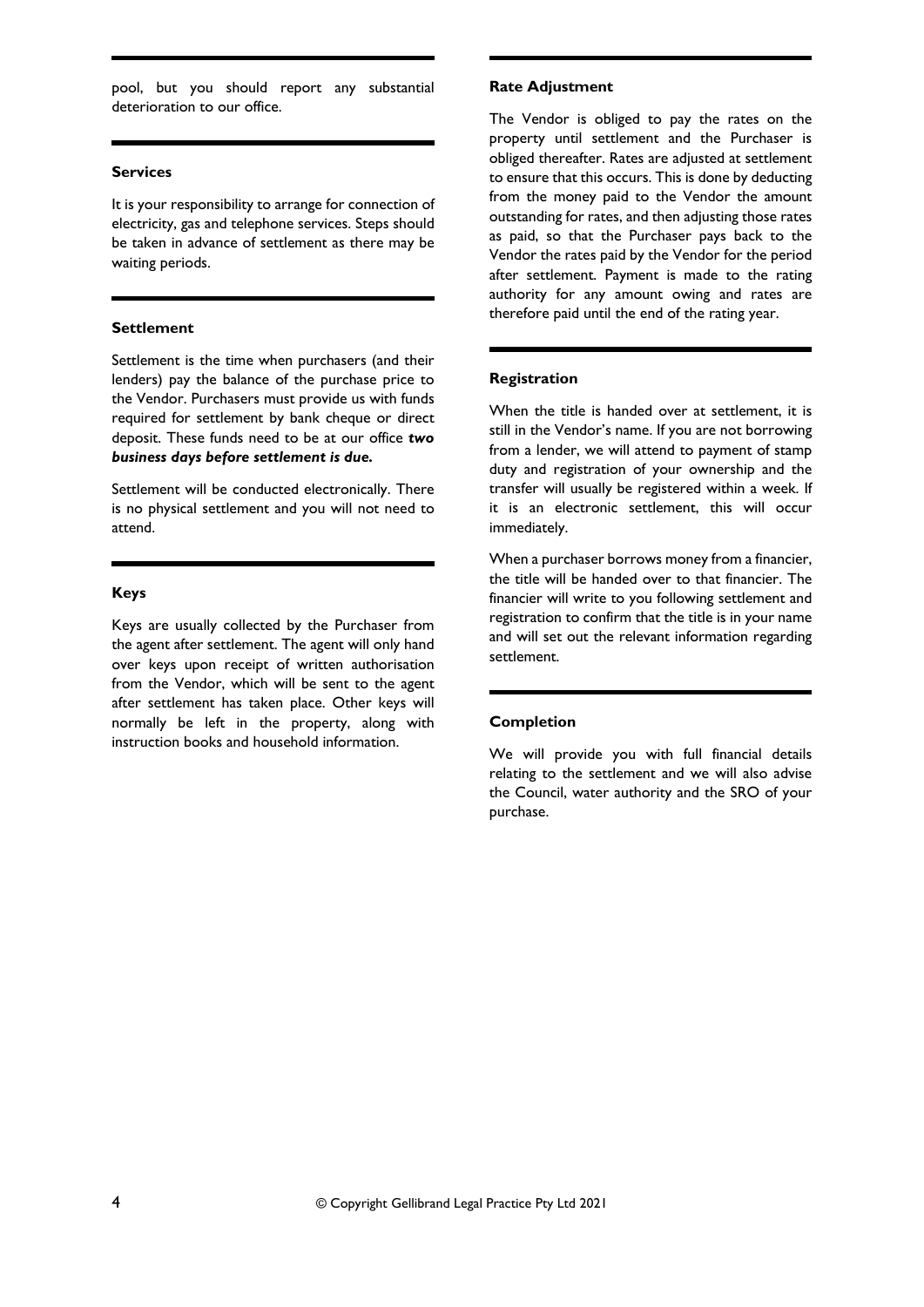pool, but you should report any substantial deterioration to our office.

### Services

It is your responsibility to arrange for connection of electricity, gas and telephone services. Steps should be taken in advance of settlement as there may be waiting periods.

### Settlement

Settlement is the time when purchasers (and their lenders) pay the balance of the purchase price to the Vendor. Purchasers must provide us with funds required for settlement by bank cheque or direct deposit. These funds need to be at our office ***two business days before settlement is due.***

Settlement will be conducted electronically. There is no physical settlement and you will not need to attend.

### Keys

Keys are usually collected by the Purchaser from the agent after settlement. The agent will only hand over keys upon receipt of written authorisation from the Vendor, which will be sent to the agent after settlement has taken place. Other keys will normally be left in the property, along with instruction books and household information.

### Rate Adjustment

The Vendor is obliged to pay the rates on the property until settlement and the Purchaser is obliged thereafter. Rates are adjusted at settlement to ensure that this occurs. This is done by deducting from the money paid to the Vendor the amount outstanding for rates, and then adjusting those rates as paid, so that the Purchaser pays back to the Vendor the rates paid by the Vendor for the period after settlement. Payment is made to the rating authority for any amount owing and rates are therefore paid until the end of the rating year.

### Registration

When the title is handed over at settlement, it is still in the Vendor's name. If you are not borrowing from a lender, we will attend to payment of stamp duty and registration of your ownership and the transfer will usually be registered within a week. If it is an electronic settlement, this will occur immediately.

When a purchaser borrows money from a financier, the title will be handed over to that financier. The financier will write to you following settlement and registration to confirm that the title is in your name and will set out the relevant information regarding settlement.

### Completion

We will provide you with full financial details relating to the settlement and we will also advise the Council, water authority and the SRO of your purchase.

© Copyright Gellibrand Legal Practice Pty Ltd 2021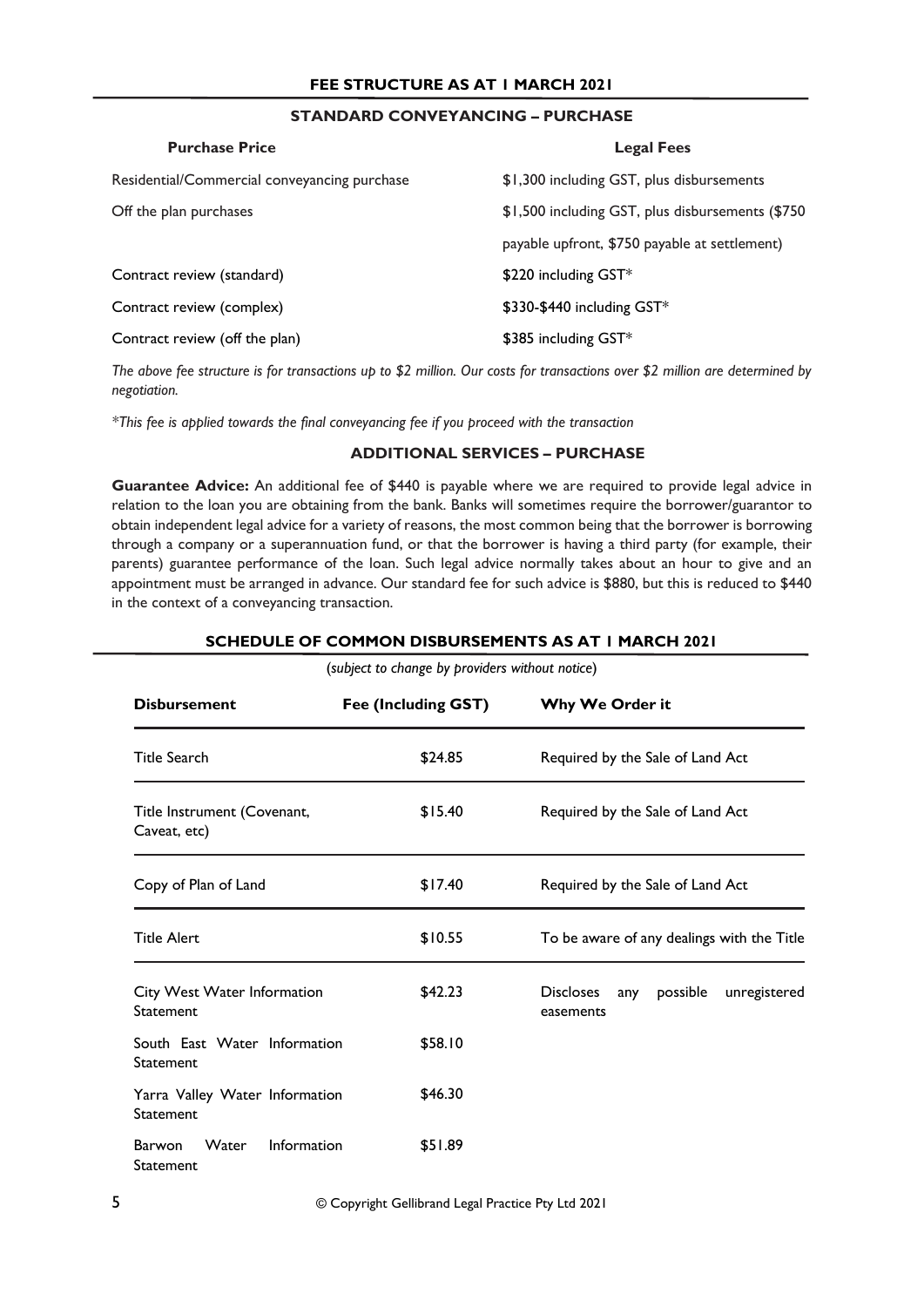## FEE STRUCTURE AS AT 1 MARCH 2021

### STANDARD CONVEYANCING – PURCHASE

| Purchase Price | Legal Fees |
|---|---|
| Residential/Commercial conveyancing purchase | $1,300 including GST, plus disbursements |
| Off the plan purchases | $1,500 including GST, plus disbursements ($750 payable upfront, $750 payable at settlement) |
| Contract review (standard) | $220 including GST* |
| Contract review (complex) | $330-$440 including GST* |
| Contract review (off the plan) | $385 including GST* |

*The above fee structure is for transactions up to $2 million. Our costs for transactions over $2 million are determined by negotiation.*

*\*This fee is applied towards the final conveyancing fee if you proceed with the transaction*

### ADDITIONAL SERVICES – PURCHASE

**Guarantee Advice:** An additional fee of $440 is payable where we are required to provide legal advice in relation to the loan you are obtaining from the bank. Banks will sometimes require the borrower/guarantor to obtain independent legal advice for a variety of reasons, the most common being that the borrower is borrowing through a company or a superannuation fund, or that the borrower is having a third party (for example, their parents) guarantee performance of the loan. Such legal advice normally takes about an hour to give and an appointment must be arranged in advance. Our standard fee for such advice is $880, but this is reduced to $440 in the context of a conveyancing transaction.

## SCHEDULE OF COMMON DISBURSEMENTS AS AT 1 MARCH 2021

(*subject to change by providers without notice*)

| Disbursement | Fee (Including GST) | Why We Order it |
|---|---|---|
| Title Search | $24.85 | Required by the Sale of Land Act |
| Title Instrument (Covenant, Caveat, etc) | $15.40 | Required by the Sale of Land Act |
| Copy of Plan of Land | $17.40 | Required by the Sale of Land Act |
| Title Alert | $10.55 | To be aware of any dealings with the Title |
| City West Water Information Statement | $42.23 | Discloses any possible unregistered easements |
| South East Water Information Statement | $58.10 | |
| Yarra Valley Water Information Statement | $46.30 | |
| Barwon Water Information Statement | $51.89 | |

© Copyright Gellibrand Legal Practice Pty Ltd 2021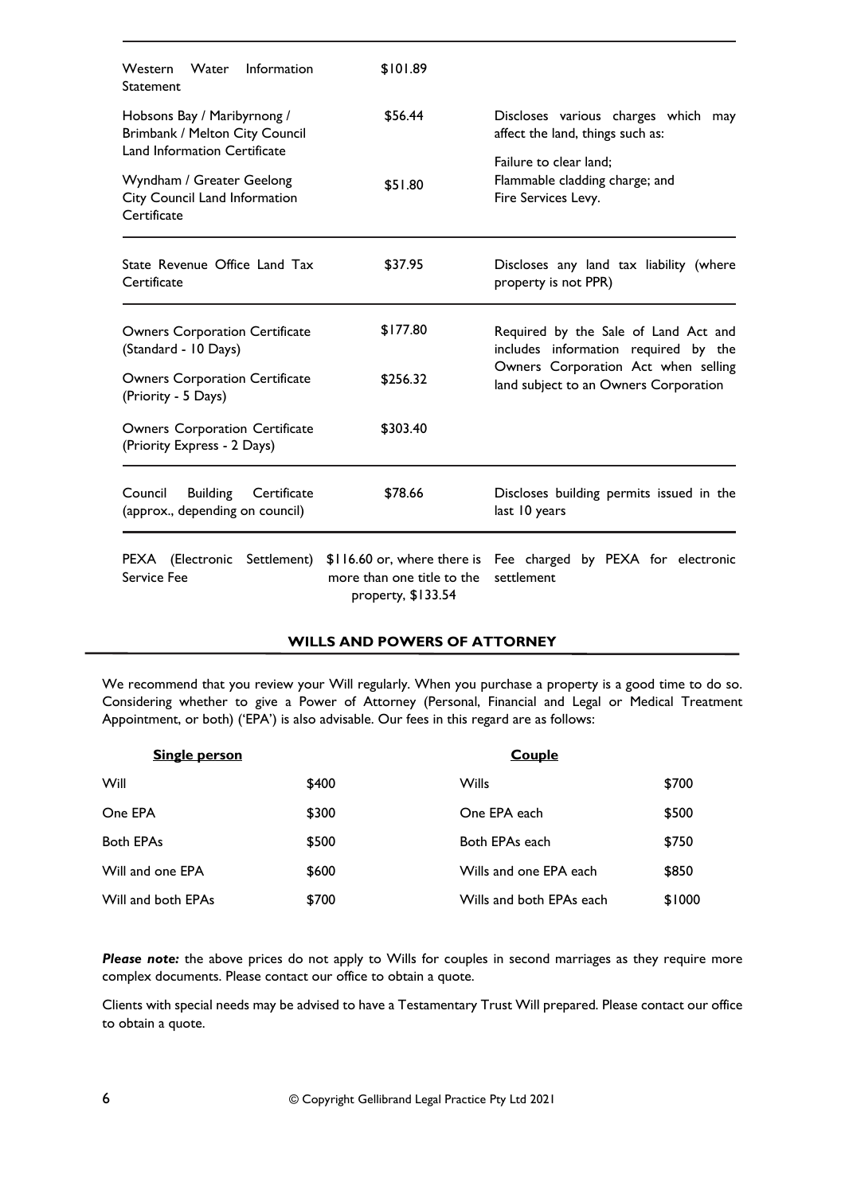| | | |
|---|---|---|
| Western Water Information Statement | $101.89 | |
| Hobsons Bay / Maribyrnong / Brimbank / Melton City Council Land Information Certificate | $56.44 | Discloses various charges which may affect the land, things such as: Failure to clear land; Flammable cladding charge; and Fire Services Levy. |
| Wyndham / Greater Geelong City Council Land Information Certificate | $51.80 | |
| State Revenue Office Land Tax Certificate | $37.95 | Discloses any land tax liability (where property is not PPR) |
| Owners Corporation Certificate (Standard - 10 Days) | $177.80 | Required by the Sale of Land Act and includes information required by the Owners Corporation Act when selling land subject to an Owners Corporation |
| Owners Corporation Certificate (Priority - 5 Days) | $256.32 | |
| Owners Corporation Certificate (Priority Express - 2 Days) | $303.40 | |
| Council Building Certificate (approx., depending on council) | $78.66 | Discloses building permits issued in the last 10 years |
| PEXA (Electronic Settlement) Service Fee | $116.60 or, where there is more than one title to the property, $133.54 | Fee charged by PEXA for electronic settlement |

## WILLS AND POWERS OF ATTORNEY

We recommend that you review your Will regularly. When you purchase a property is a good time to do so. Considering whether to give a Power of Attorney (Personal, Financial and Legal or Medical Treatment Appointment, or both) ('EPA') is also advisable. Our fees in this regard are as follows:

| **Single person** | | **Couple** | |
|---|---|---|---|
| Will | $400 | Wills | $700 |
| One EPA | $300 | One EPA each | $500 |
| Both EPAs | $500 | Both EPAs each | $750 |
| Will and one EPA | $600 | Wills and one EPA each | $850 |
| Will and both EPAs | $700 | Wills and both EPAs each | $1000 |

***Please note:*** the above prices do not apply to Wills for couples in second marriages as they require more complex documents. Please contact our office to obtain a quote.

Clients with special needs may be advised to have a Testamentary Trust Will prepared. Please contact our office to obtain a quote.

© Copyright Gellibrand Legal Practice Pty Ltd 2021